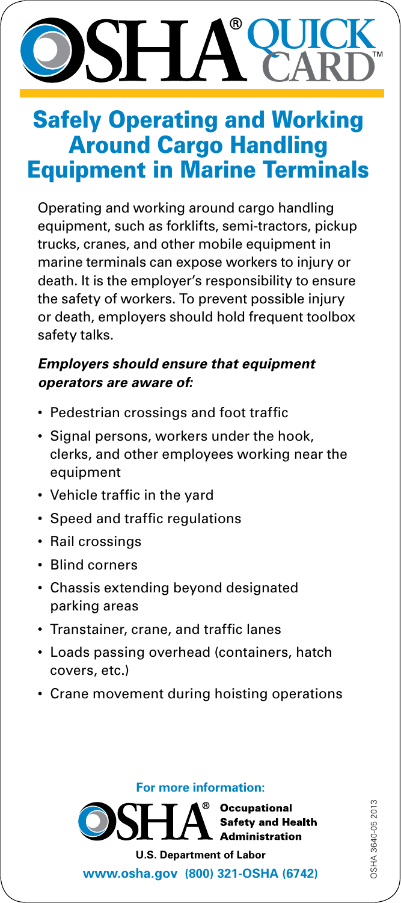# OSHA® QUICK CARD™

## Safely Operating and Working Around Cargo Handling Equipment in Marine Terminals

Operating and working around cargo handling equipment, such as forklifts, semi-tractors, pickup trucks, cranes, and other mobile equipment in marine terminals can expose workers to injury or death. It is the employer's responsibility to ensure the safety of workers. To prevent possible injury or death, employers should hold frequent toolbox safety talks.

***Employers should ensure that equipment operators are aware of:***

- Pedestrian crossings and foot traffic
- Signal persons, workers under the hook, clerks, and other employees working near the equipment
- Vehicle traffic in the yard
- Speed and traffic regulations
- Rail crossings
- Blind corners
- Chassis extending beyond designated parking areas
- Transtainer, crane, and traffic lanes
- Loads passing overhead (containers, hatch covers, etc.)
- Crane movement during hoisting operations

**For more information:**

**OSHA® Occupational Safety and Health Administration**

**U.S. Department of Labor**

**www.osha.gov (800) 321-OSHA (6742)**

OSHA 3640-05 2013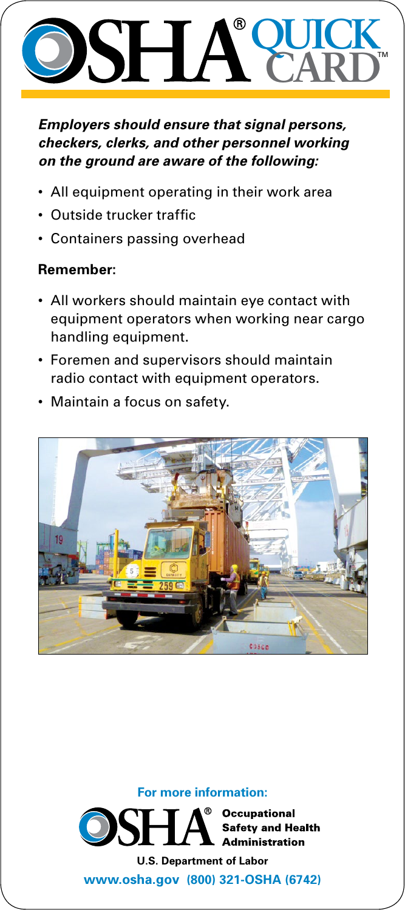# OSHA® QUICK CARD™

***Employers should ensure that signal persons, checkers, clerks, and other personnel working on the ground are aware of the following:***

- All equipment operating in their work area
- Outside trucker traffic
- Containers passing overhead

**Remember:**

- All workers should maintain eye contact with equipment operators when working near cargo handling equipment.
- Foremen and supervisors should maintain radio contact with equipment operators.
- Maintain a focus on safety.

**For more information:**

**OSHA® Occupational Safety and Health Administration**

**U.S. Department of Labor**

**www.osha.gov (800) 321-OSHA (6742)**